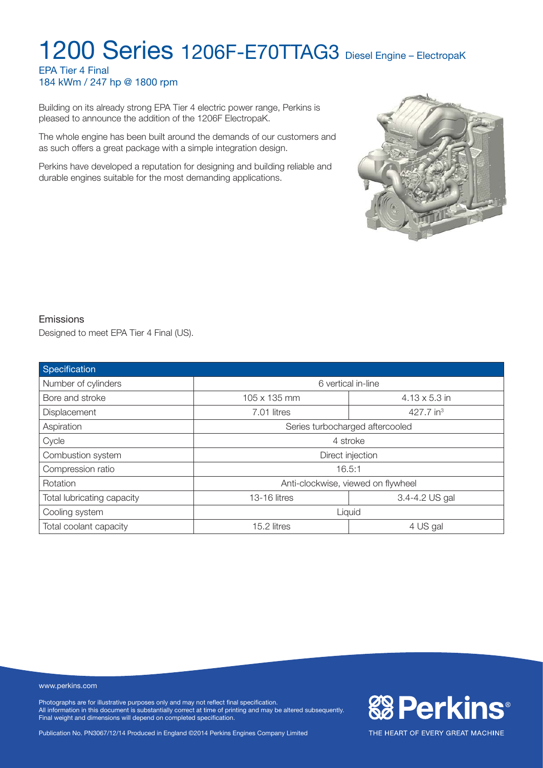# 1200 Series 1206F-E70TTAG3 Diesel Engine – ElectropaK

EPA Tier 4 Final
184 kWm / 247 hp @ 1800 rpm

Building on its already strong EPA Tier 4 electric power range, Perkins is pleased to announce the addition of the 1206F ElectropaK.

The whole engine has been built around the demands of our customers and as such offers a great package with a simple integration design.

Perkins have developed a reputation for designing and building reliable and durable engines suitable for the most demanding applications.

## Emissions

Designed to meet EPA Tier 4 Final (US).

| Specification | | |
|---|---|---|
| Number of cylinders | 6 vertical in-line | |
| Bore and stroke | 105 x 135 mm | 4.13 x 5.3 in |
| Displacement | 7.01 litres | 427.7 in$^3$ |
| Aspiration | Series turbocharged aftercooled | |
| Cycle | 4 stroke | |
| Combustion system | Direct injection | |
| Compression ratio | 16.5:1 | |
| Rotation | Anti-clockwise, viewed on flywheel | |
| Total lubricating capacity | 13-16 litres | 3.4-4.2 US gal |
| Cooling system | Liquid | |
| Total coolant capacity | 15.2 litres | 4 US gal |

www.perkins.com

Photographs are for illustrative purposes only and may not reflect final specification.
All information in this document is substantially correct at time of printing and may be altered subsequently.
Final weight and dimensions will depend on completed specification.

Publication No. PN3067/12/14 Produced in England ©2014 Perkins Engines Company Limited

Perkins®

THE HEART OF EVERY GREAT MACHINE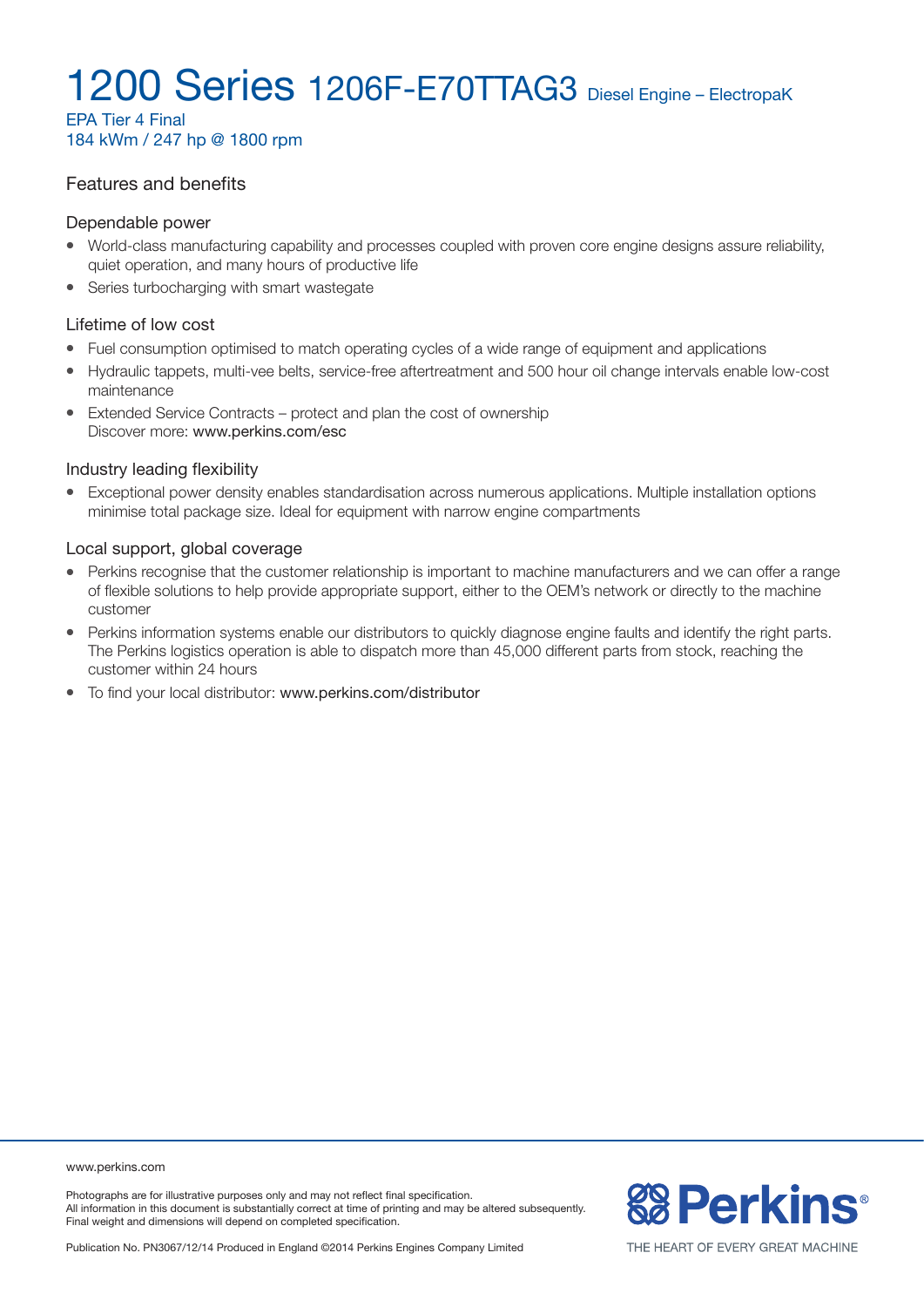# 1200 Series 1206F-E70TTAG3 Diesel Engine – ElectropaK

EPA Tier 4 Final
184 kWm / 247 hp @ 1800 rpm

## Features and benefits

### Dependable power

- World-class manufacturing capability and processes coupled with proven core engine designs assure reliability, quiet operation, and many hours of productive life
- Series turbocharging with smart wastegate

### Lifetime of low cost

- Fuel consumption optimised to match operating cycles of a wide range of equipment and applications
- Hydraulic tappets, multi-vee belts, service-free aftertreatment and 500 hour oil change intervals enable low-cost maintenance
- Extended Service Contracts – protect and plan the cost of ownership
  Discover more: www.perkins.com/esc

### Industry leading flexibility

- Exceptional power density enables standardisation across numerous applications. Multiple installation options minimise total package size. Ideal for equipment with narrow engine compartments

### Local support, global coverage

- Perkins recognise that the customer relationship is important to machine manufacturers and we can offer a range of flexible solutions to help provide appropriate support, either to the OEM's network or directly to the machine customer
- Perkins information systems enable our distributors to quickly diagnose engine faults and identify the right parts. The Perkins logistics operation is able to dispatch more than 45,000 different parts from stock, reaching the customer within 24 hours
- To find your local distributor: www.perkins.com/distributor

www.perkins.com

Photographs are for illustrative purposes only and may not reflect final specification.
All information in this document is substantially correct at time of printing and may be altered subsequently.
Final weight and dimensions will depend on completed specification.

Publication No. PN3067/12/14 Produced in England ©2014 Perkins Engines Company Limited

Perkins®
THE HEART OF EVERY GREAT MACHINE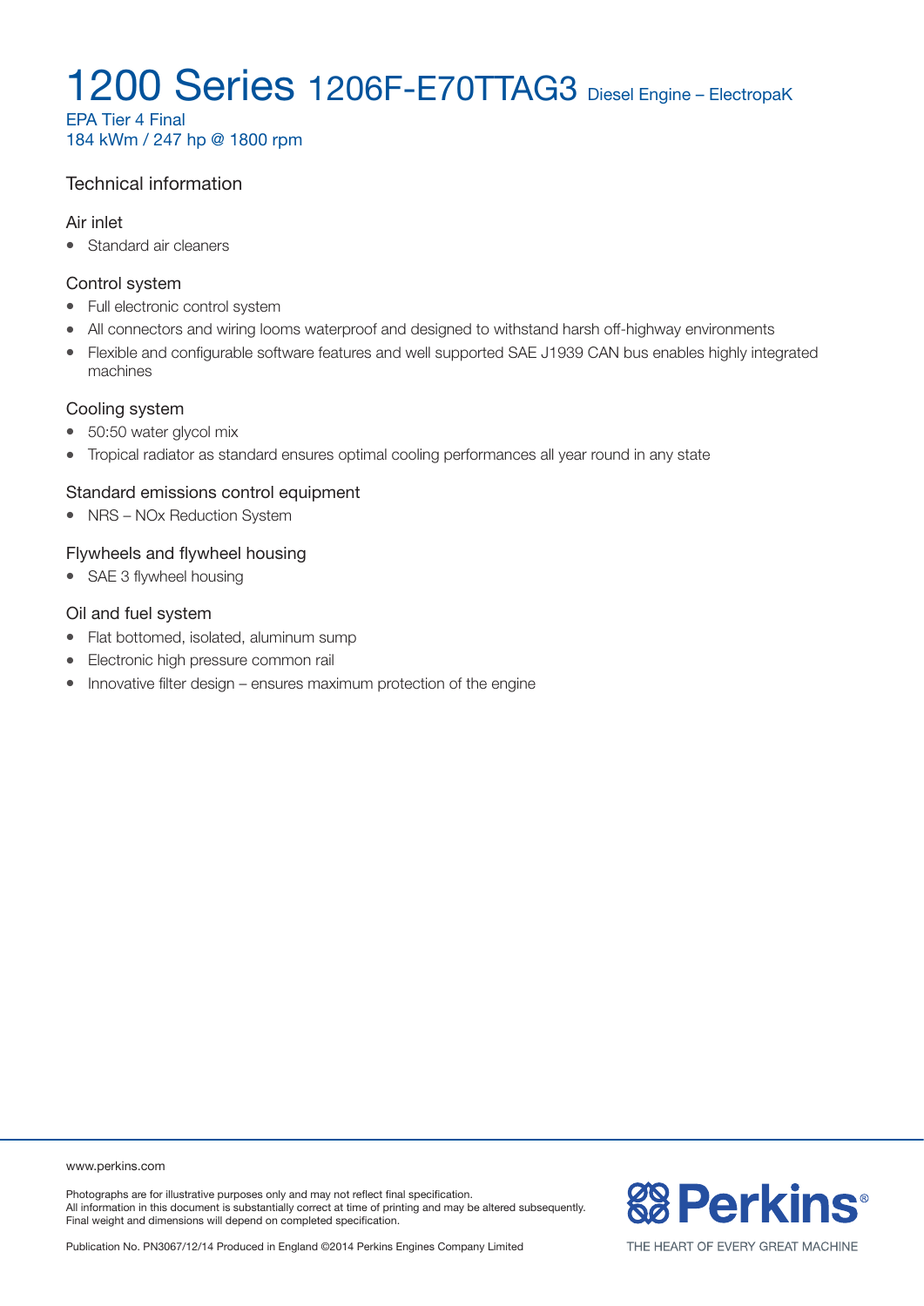# 1200 Series 1206F-E70TTAG3 Diesel Engine – ElectropaK

EPA Tier 4 Final
184 kWm / 247 hp @ 1800 rpm

## Technical information

### Air inlet

- Standard air cleaners

### Control system

- Full electronic control system
- All connectors and wiring looms waterproof and designed to withstand harsh off-highway environments
- Flexible and configurable software features and well supported SAE J1939 CAN bus enables highly integrated machines

### Cooling system

- 50:50 water glycol mix
- Tropical radiator as standard ensures optimal cooling performances all year round in any state

### Standard emissions control equipment

- NRS – NOx Reduction System

### Flywheels and flywheel housing

- SAE 3 flywheel housing

### Oil and fuel system

- Flat bottomed, isolated, aluminum sump
- Electronic high pressure common rail
- Innovative filter design – ensures maximum protection of the engine

www.perkins.com

Photographs are for illustrative purposes only and may not reflect final specification.
All information in this document is substantially correct at time of printing and may be altered subsequently.
Final weight and dimensions will depend on completed specification.

Publication No. PN3067/12/14 Produced in England ©2014 Perkins Engines Company Limited

Perkins®

THE HEART OF EVERY GREAT MACHINE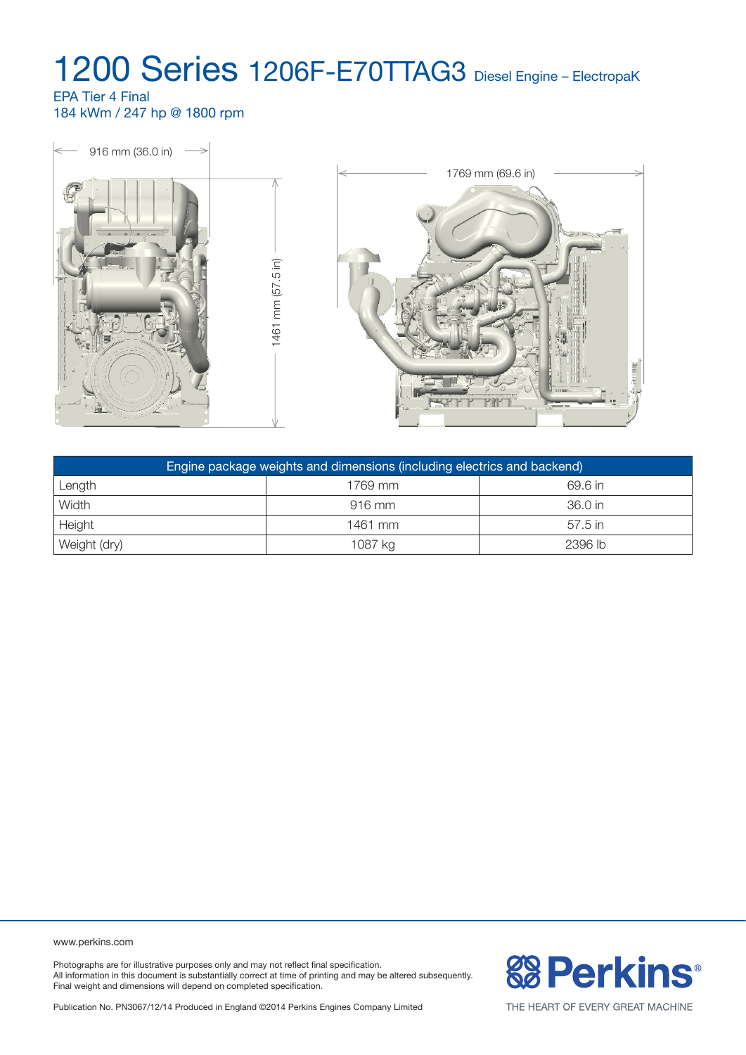# 1200 Series 1206F-E70TTAG3 Diesel Engine – ElectropaK

EPA Tier 4 Final
184 kWm / 247 hp @ 1800 rpm

916 mm (36.0 in)

1461 mm (57.5 in)

1769 mm (69.6 in)

| Engine package weights and dimensions (including electrics and backend) | | |
|---|---|---|
| Length | 1769 mm | 69.6 in |
| Width | 916 mm | 36.0 in |
| Height | 1461 mm | 57.5 in |
| Weight (dry) | 1087 kg | 2396 lb |

www.perkins.com

Photographs are for illustrative purposes only and may not reflect final specification.
All information in this document is substantially correct at time of printing and may be altered subsequently.
Final weight and dimensions will depend on completed specification.

Publication No. PN3067/12/14 Produced in England ©2014 Perkins Engines Company Limited

Perkins®

THE HEART OF EVERY GREAT MACHINE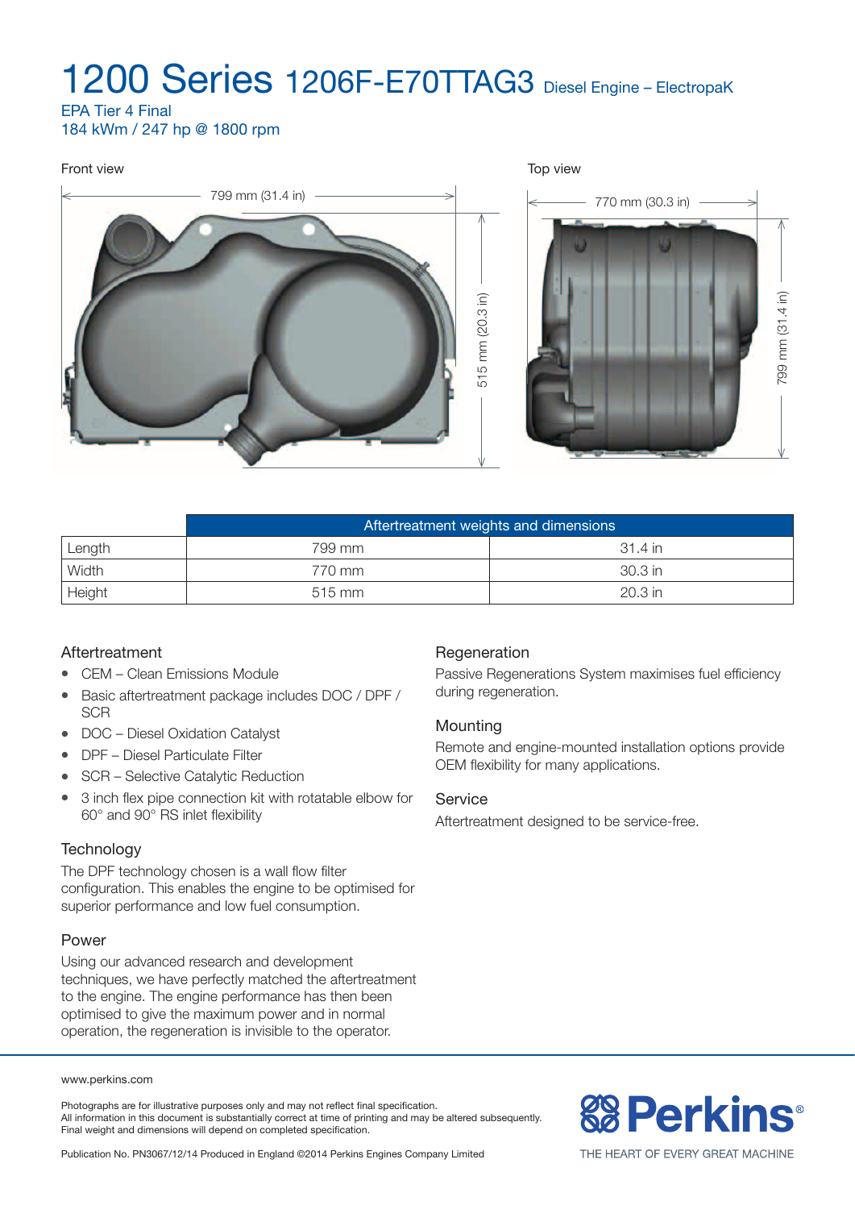# 1200 Series 1206F-E70TTAG3 Diesel Engine – ElectropaK

EPA Tier 4 Final
184 kWm / 247 hp @ 1800 rpm

Front view

799 mm (31.4 in)

515 mm (20.3 in)

Top view

770 mm (30.3 in)

799 mm (31.4 in)

| | Aftertreatment weights and dimensions | |
|---|---|---|
| Length | 799 mm | 31.4 in |
| Width | 770 mm | 30.3 in |
| Height | 515 mm | 20.3 in |

### Aftertreatment

- CEM – Clean Emissions Module
- Basic aftertreatment package includes DOC / DPF / SCR
- DOC – Diesel Oxidation Catalyst
- DPF – Diesel Particulate Filter
- SCR – Selective Catalytic Reduction
- 3 inch flex pipe connection kit with rotatable elbow for 60° and 90° RS inlet flexibility

### Technology

The DPF technology chosen is a wall flow filter configuration. This enables the engine to be optimised for superior performance and low fuel consumption.

### Power

Using our advanced research and development techniques, we have perfectly matched the aftertreatment to the engine. The engine performance has then been optimised to give the maximum power and in normal operation, the regeneration is invisible to the operator.

### Regeneration

Passive Regenerations System maximises fuel efficiency during regeneration.

### Mounting

Remote and engine-mounted installation options provide OEM flexibility for many applications.

### Service

Aftertreatment designed to be service-free.

www.perkins.com

Photographs are for illustrative purposes only and may not reflect final specification.
All information in this document is substantially correct at time of printing and may be altered subsequently.
Final weight and dimensions will depend on completed specification.

Publication No. PN3067/12/14 Produced in England ©2014 Perkins Engines Company Limited

Perkins®

THE HEART OF EVERY GREAT MACHINE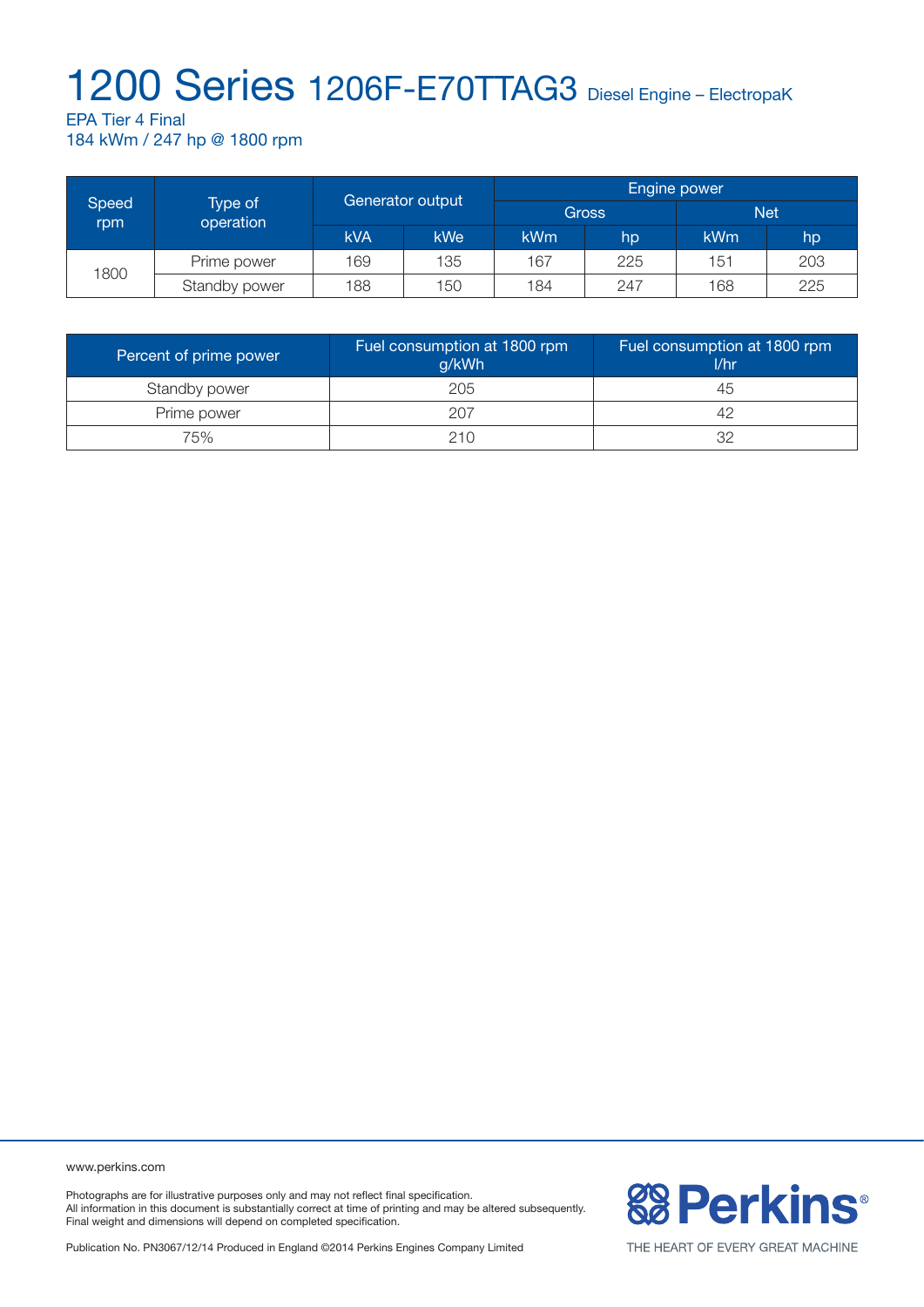# 1200 Series 1206F-E70TTAG3 Diesel Engine – ElectropaK

EPA Tier 4 Final
184 kWm / 247 hp @ 1800 rpm

| Speed rpm | Type of operation | Generator output | | Engine power | | | |
|---|---|---|---|---|---|---|---|
| | | | | Gross | | Net | |
| | | kVA | kWe | kWm | hp | kWm | hp |
| 1800 | Prime power | 169 | 135 | 167 | 225 | 151 | 203 |
| | Standby power | 188 | 150 | 184 | 247 | 168 | 225 |

| Percent of prime power | Fuel consumption at 1800 rpm g/kWh | Fuel consumption at 1800 rpm l/hr |
|---|---|---|
| Standby power | 205 | 45 |
| Prime power | 207 | 42 |
| 75% | 210 | 32 |

www.perkins.com

Photographs are for illustrative purposes only and may not reflect final specification.
All information in this document is substantially correct at time of printing and may be altered subsequently.
Final weight and dimensions will depend on completed specification.

Publication No. PN3067/12/14 Produced in England ©2014 Perkins Engines Company Limited

Perkins®

THE HEART OF EVERY GREAT MACHINE